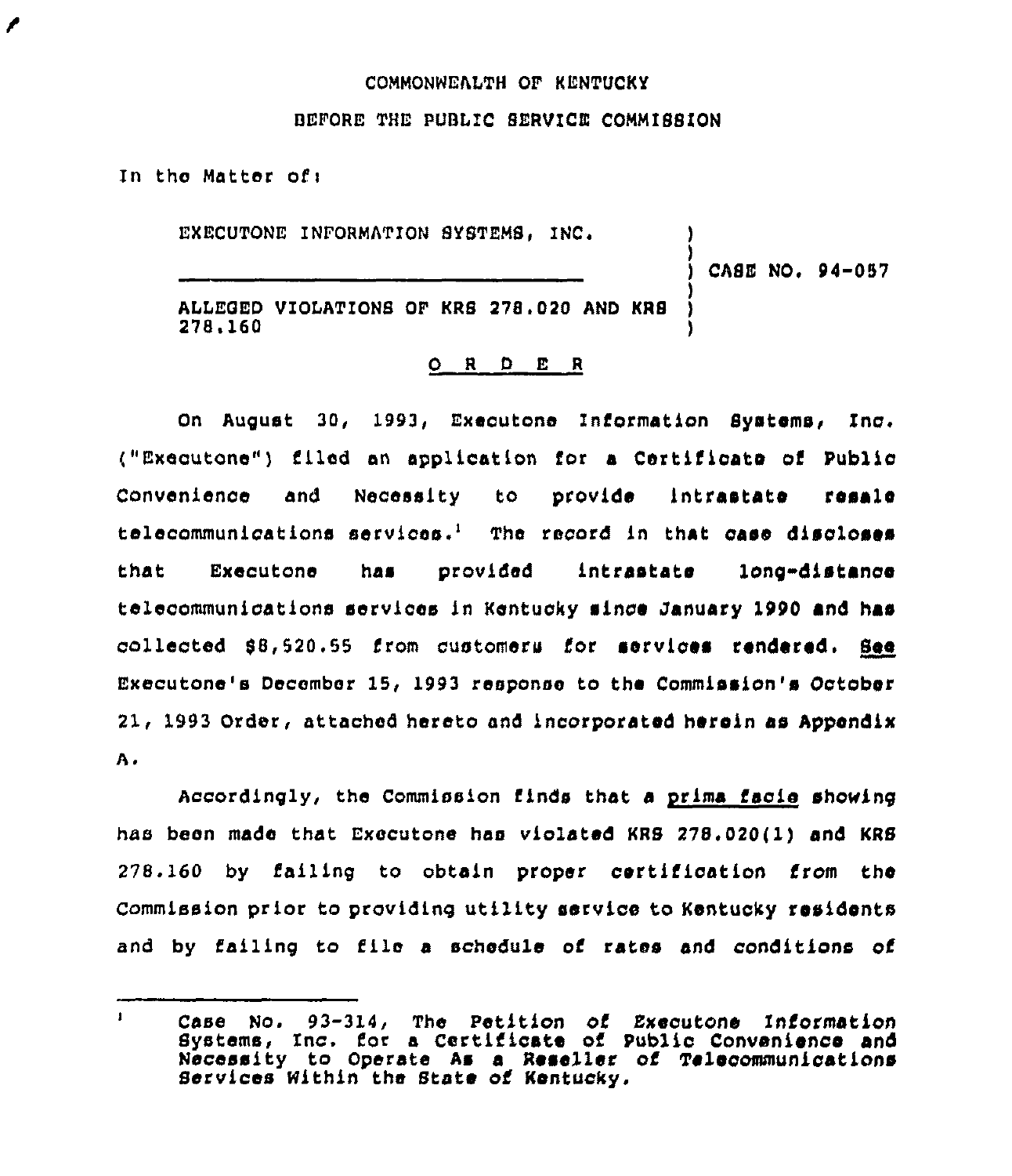COMMONWEALTH OF KENTUCKY

BEFORE THE PUBLIC SERVICE COMMISSION

In the Matter of:

| | | |
|---|---|---|
| EXECUTONE INFORMATION SYSTEMS, INC. | ) | |
| | ) | CASE NO. 94-057 |
| ALLEGED VIOLATIONS OF KRS 278.020 AND KRS 278.160 | ) | |

## O R D E R

On August 30, 1993, Executone Information Systems, Inc. ("Executone") filed an application for a Certificate of Public Convenience and Necessity to provide intrastate resale telecommunications services.[1] The record in that case discloses that Executone has provided intrastate long-distance telecommunications services in Kentucky since January 1990 and has collected $8,520.55 from customers for services rendered. See Executone's December 15, 1993 response to the Commission's October 21, 1993 Order, attached hereto and incorporated herein as Appendix A.

Accordingly, the Commission finds that a prima facie showing has been made that Executone has violated KRS 278.020(1) and KRS 278.160 by failing to obtain proper certification from the Commission prior to providing utility service to Kentucky residents and by failing to file a schedule of rates and conditions of

---

[1] Case No. 93-314, The Petition of Executone Information Systems, Inc. for a Certificate of Public Convenience and Necessity to Operate As a Reseller of Telecommunications Services Within the State of Kentucky.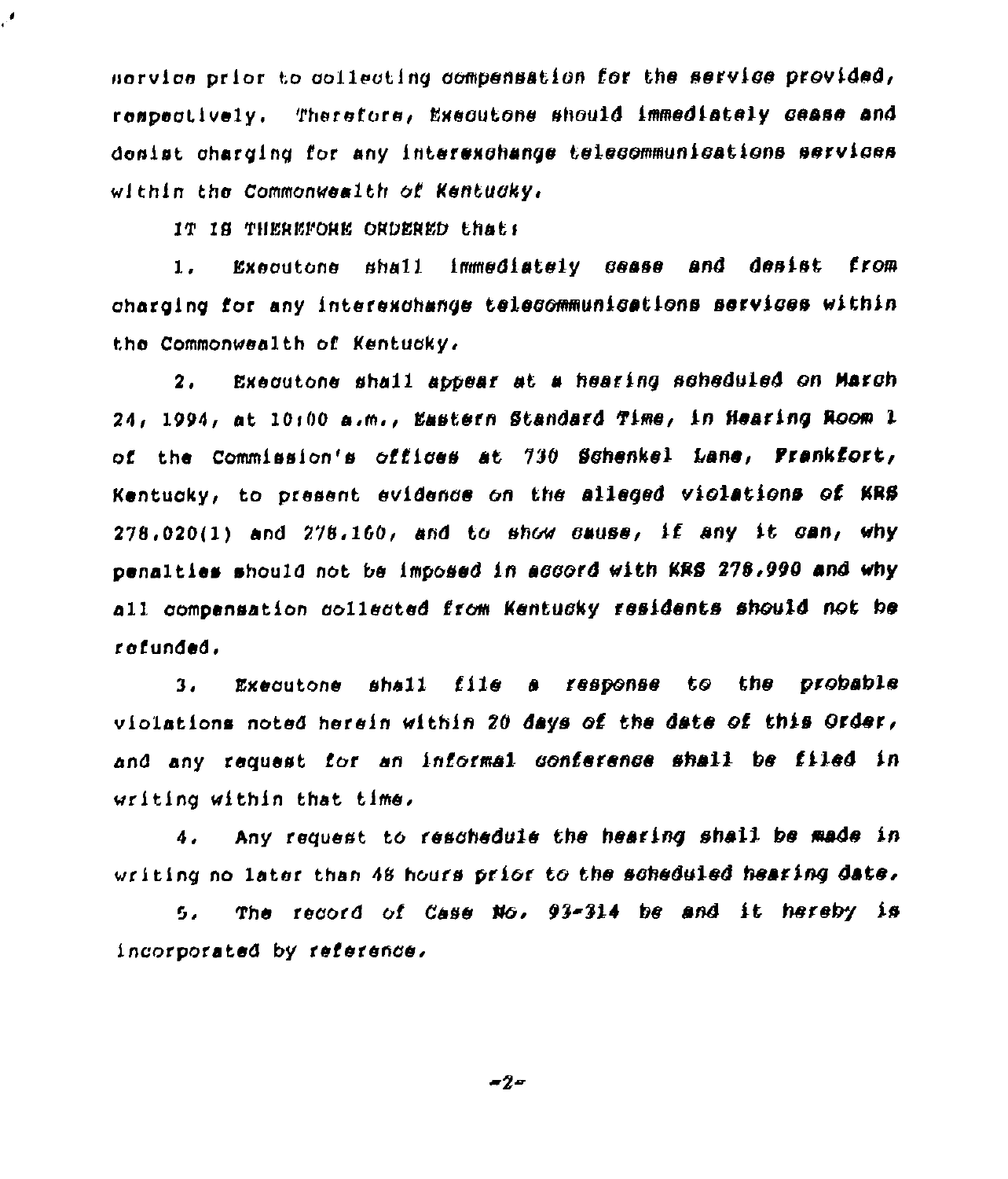service prior to collecting compensation for the service provided, respectively. Therefore, Executone should immediately cease and desist charging for any interexchange telecommunications services within the Commonwealth of Kentucky.

IT IS THEREFORE ORDERED that:

1. Executone shall immediately cease and desist from charging for any interexchange telecommunications services within the Commonwealth of Kentucky.

2. Executone shall appear at a hearing scheduled on March 24, 1994, at 10:00 a.m., Eastern Standard Time, in Hearing Room 1 of the Commission's offices at 730 Schenkel Lane, Frankfort, Kentucky, to present evidence on the alleged violations of KRS 278.020(1) and 278.160, and to show cause, if any it can, why penalties should not be imposed in accord with KRS 278.990 and why all compensation collected from Kentucky residents should not be refunded.

3. Executone shall file a response to the probable violations noted herein within 20 days of the date of this Order, and any request for an informal conference shall be filed in writing within that time.

4. Any request to reschedule the hearing shall be made in writing no later than 48 hours prior to the scheduled hearing date.

5. The record of Case No. 93-314 be and it hereby is incorporated by reference.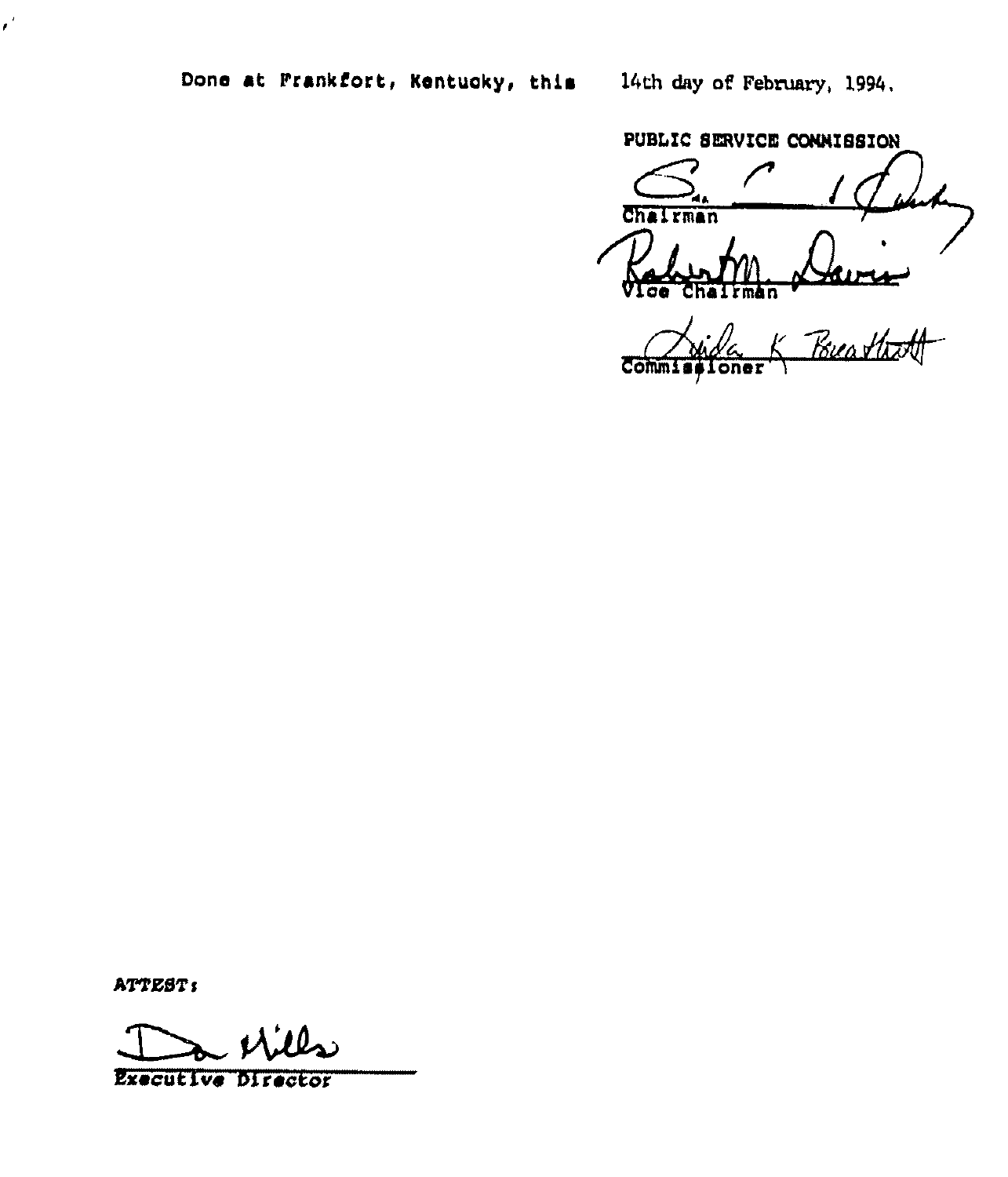Done at Frankfort, Kentucky, this 14th day of February, 1994.

PUBLIC SERVICE COMMISSION

Chairman

Vice Chairman

Commissioner

ATTEST:

Executive Director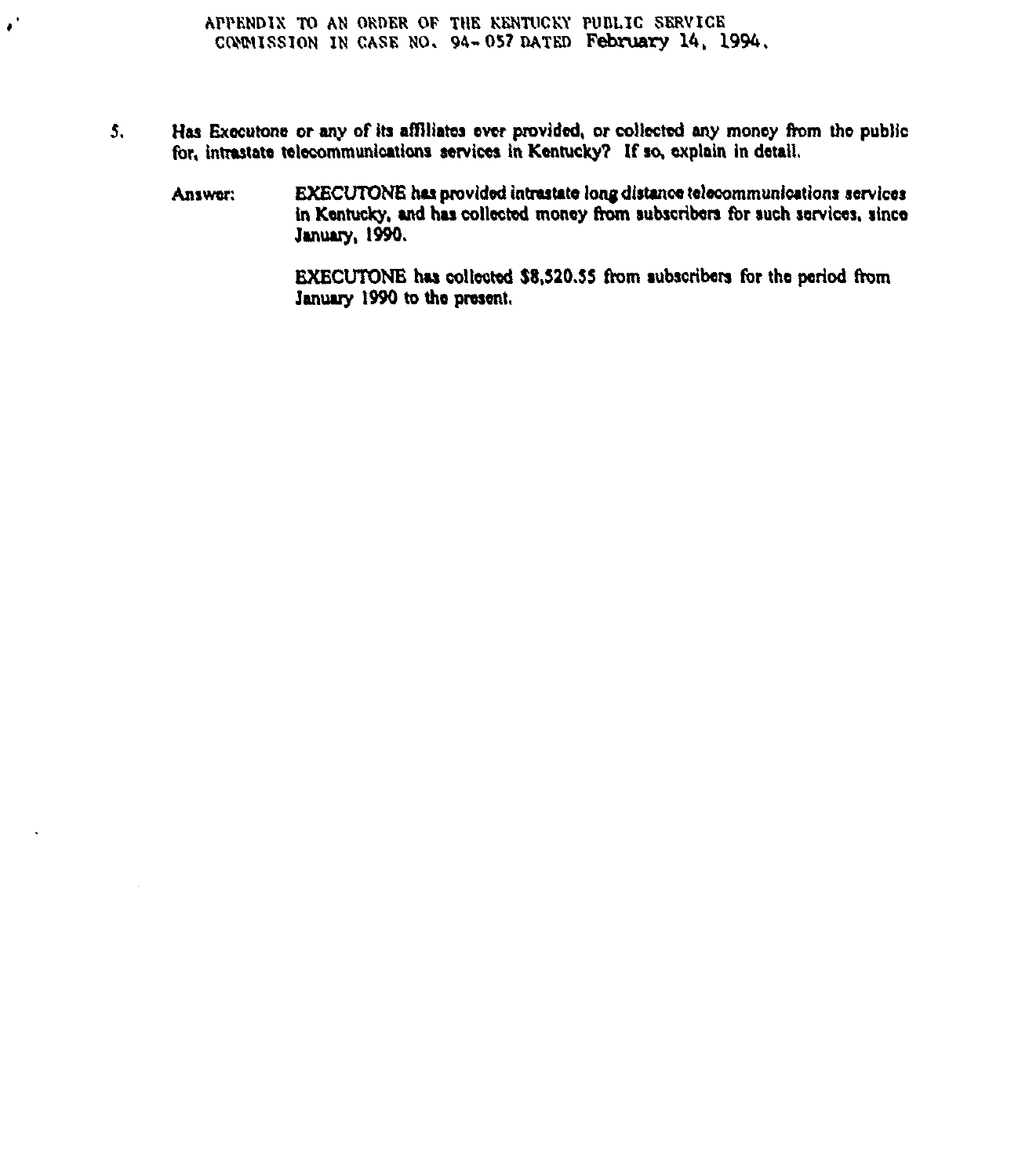APPENDIX TO AN ORDER OF THE KENTUCKY PUBLIC SERVICE COMMISSION IN CASE NO. 94-057 DATED February 14, 1994.

5. Has Executone or any of its affiliates ever provided, or collected any money from the public for, intrastate telecommunications services in Kentucky? If so, explain in detail.

   Answer: EXECUTONE has provided intrastate long distance telecommunications services in Kentucky, and has collected money from subscribers for such services, since January, 1990.

   EXECUTONE has collected $8,520.55 from subscribers for the period from January 1990 to the present.